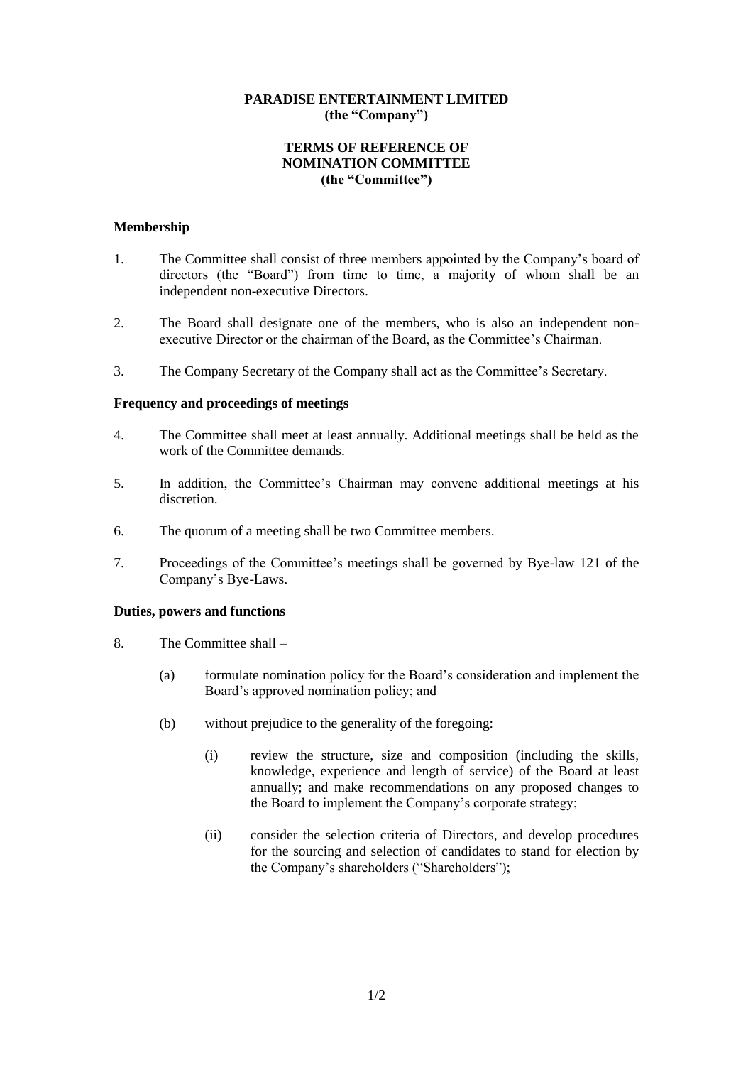**PARADISE ENTERTAINMENT LIMITED**
**(the "Company")**

**TERMS OF REFERENCE OF**
**NOMINATION COMMITTEE**
**(the "Committee")**

## Membership

1. The Committee shall consist of three members appointed by the Company's board of directors (the "Board") from time to time, a majority of whom shall be an independent non-executive Directors.

2. The Board shall designate one of the members, who is also an independent non-executive Director or the chairman of the Board, as the Committee's Chairman.

3. The Company Secretary of the Company shall act as the Committee's Secretary.

## Frequency and proceedings of meetings

4. The Committee shall meet at least annually. Additional meetings shall be held as the work of the Committee demands.

5. In addition, the Committee's Chairman may convene additional meetings at his discretion.

6. The quorum of a meeting shall be two Committee members.

7. Proceedings of the Committee's meetings shall be governed by Bye-law 121 of the Company's Bye-Laws.

## Duties, powers and functions

8. The Committee shall –

   (a) formulate nomination policy for the Board's consideration and implement the Board's approved nomination policy; and

   (b) without prejudice to the generality of the foregoing:

      (i) review the structure, size and composition (including the skills, knowledge, experience and length of service) of the Board at least annually; and make recommendations on any proposed changes to the Board to implement the Company's corporate strategy;

      (ii) consider the selection criteria of Directors, and develop procedures for the sourcing and selection of candidates to stand for election by the Company's shareholders ("Shareholders");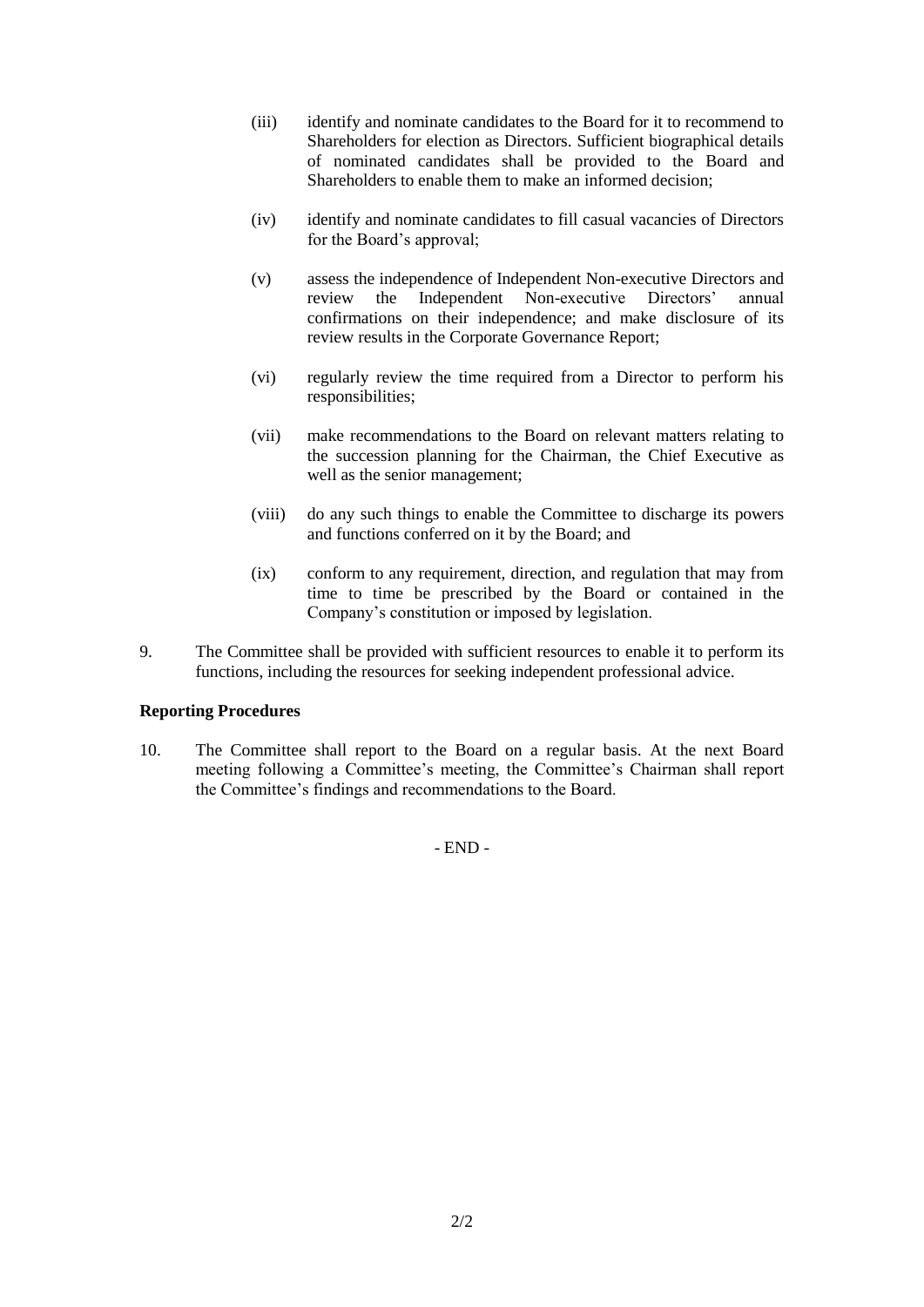(iii) identify and nominate candidates to the Board for it to recommend to Shareholders for election as Directors. Sufficient biographical details of nominated candidates shall be provided to the Board and Shareholders to enable them to make an informed decision;

(iv) identify and nominate candidates to fill casual vacancies of Directors for the Board's approval;

(v) assess the independence of Independent Non-executive Directors and review the Independent Non-executive Directors' annual confirmations on their independence; and make disclosure of its review results in the Corporate Governance Report;

(vi) regularly review the time required from a Director to perform his responsibilities;

(vii) make recommendations to the Board on relevant matters relating to the succession planning for the Chairman, the Chief Executive as well as the senior management;

(viii) do any such things to enable the Committee to discharge its powers and functions conferred on it by the Board; and

(ix) conform to any requirement, direction, and regulation that may from time to time be prescribed by the Board or contained in the Company's constitution or imposed by legislation.

9. The Committee shall be provided with sufficient resources to enable it to perform its functions, including the resources for seeking independent professional advice.

**Reporting Procedures**

10. The Committee shall report to the Board on a regular basis. At the next Board meeting following a Committee's meeting, the Committee's Chairman shall report the Committee's findings and recommendations to the Board.

- END -